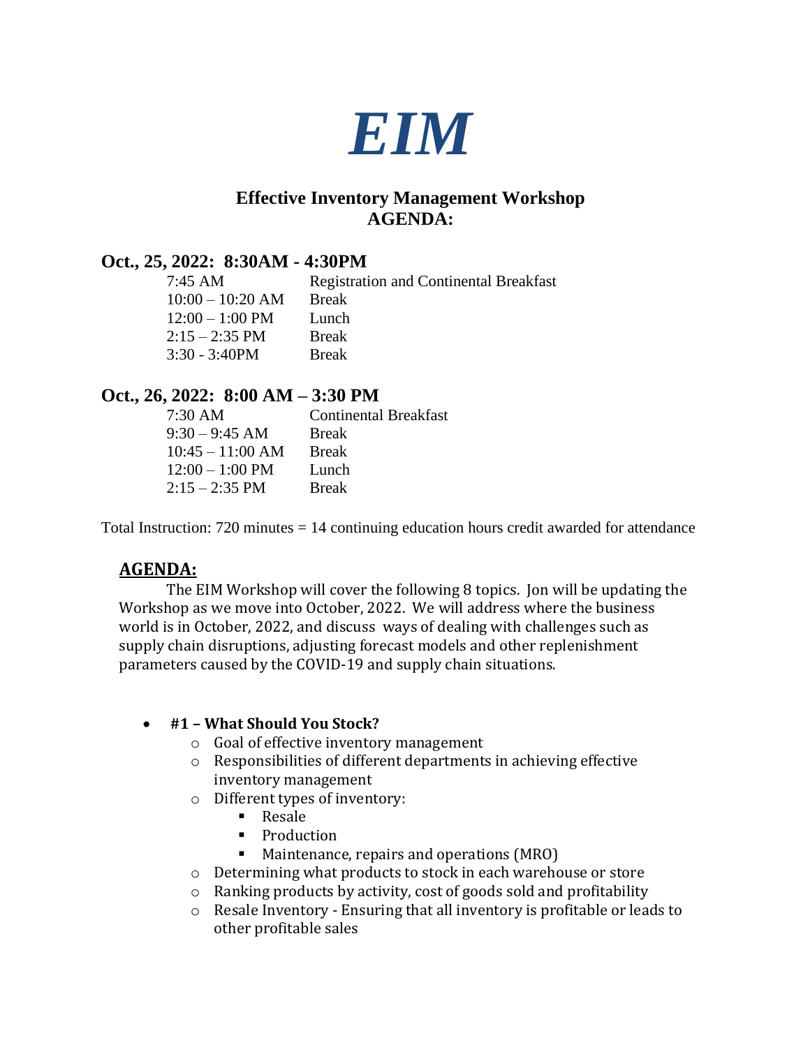# *EIM*

## Effective Inventory Management Workshop
## AGENDA:

### Oct., 25, 2022: 8:30AM - 4:30PM

| | |
|---|---|
| 7:45 AM | Registration and Continental Breakfast |
| 10:00 – 10:20 AM | Break |
| 12:00 – 1:00 PM | Lunch |
| 2:15 – 2:35 PM | Break |
| 3:30 - 3:40PM | Break |

### Oct., 26, 2022: 8:00 AM – 3:30 PM

| | |
|---|---|
| 7:30 AM | Continental Breakfast |
| 9:30 – 9:45 AM | Break |
| 10:45 – 11:00 AM | Break |
| 12:00 – 1:00 PM | Lunch |
| 2:15 – 2:35 PM | Break |

Total Instruction: 720 minutes = 14 continuing education hours credit awarded for attendance

## AGENDA:

The EIM Workshop will cover the following 8 topics. Jon will be updating the Workshop as we move into October, 2022. We will address where the business world is in October, 2022, and discuss ways of dealing with challenges such as supply chain disruptions, adjusting forecast models and other replenishment parameters caused by the COVID-19 and supply chain situations.

- **#1 – What Should You Stock?**
  - Goal of effective inventory management
  - Responsibilities of different departments in achieving effective inventory management
  - Different types of inventory:
    - Resale
    - Production
    - Maintenance, repairs and operations (MRO)
  - Determining what products to stock in each warehouse or store
  - Ranking products by activity, cost of goods sold and profitability
  - Resale Inventory - Ensuring that all inventory is profitable or leads to other profitable sales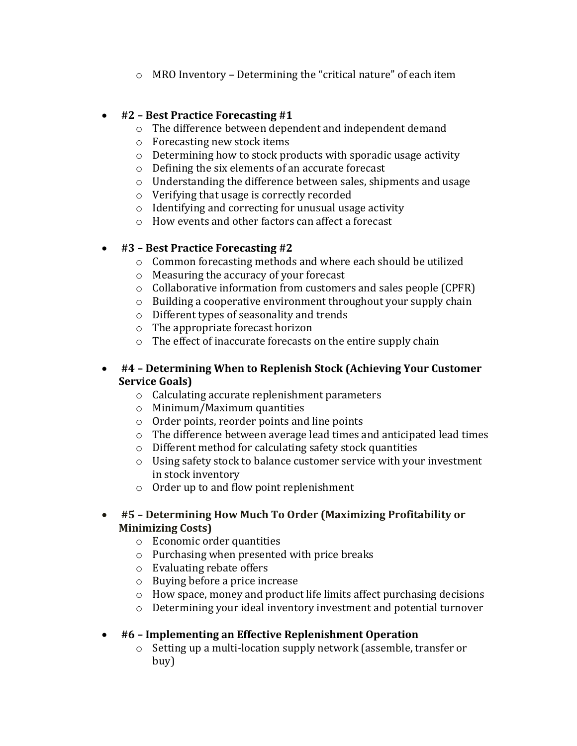- MRO Inventory – Determining the “critical nature” of each item

- **#2 – Best Practice Forecasting #1**
  - The difference between dependent and independent demand
  - Forecasting new stock items
  - Determining how to stock products with sporadic usage activity
  - Defining the six elements of an accurate forecast
  - Understanding the difference between sales, shipments and usage
  - Verifying that usage is correctly recorded
  - Identifying and correcting for unusual usage activity
  - How events and other factors can affect a forecast

- **#3 – Best Practice Forecasting #2**
  - Common forecasting methods and where each should be utilized
  - Measuring the accuracy of your forecast
  - Collaborative information from customers and sales people (CPFR)
  - Building a cooperative environment throughout your supply chain
  - Different types of seasonality and trends
  - The appropriate forecast horizon
  - The effect of inaccurate forecasts on the entire supply chain

- **#4 – Determining When to Replenish Stock (Achieving Your Customer Service Goals)**
  - Calculating accurate replenishment parameters
  - Minimum/Maximum quantities
  - Order points, reorder points and line points
  - The difference between average lead times and anticipated lead times
  - Different method for calculating safety stock quantities
  - Using safety stock to balance customer service with your investment in stock inventory
  - Order up to and flow point replenishment

- **#5 – Determining How Much To Order (Maximizing Profitability or Minimizing Costs)**
  - Economic order quantities
  - Purchasing when presented with price breaks
  - Evaluating rebate offers
  - Buying before a price increase
  - How space, money and product life limits affect purchasing decisions
  - Determining your ideal inventory investment and potential turnover

- **#6 – Implementing an Effective Replenishment Operation**
  - Setting up a multi-location supply network (assemble, transfer or buy)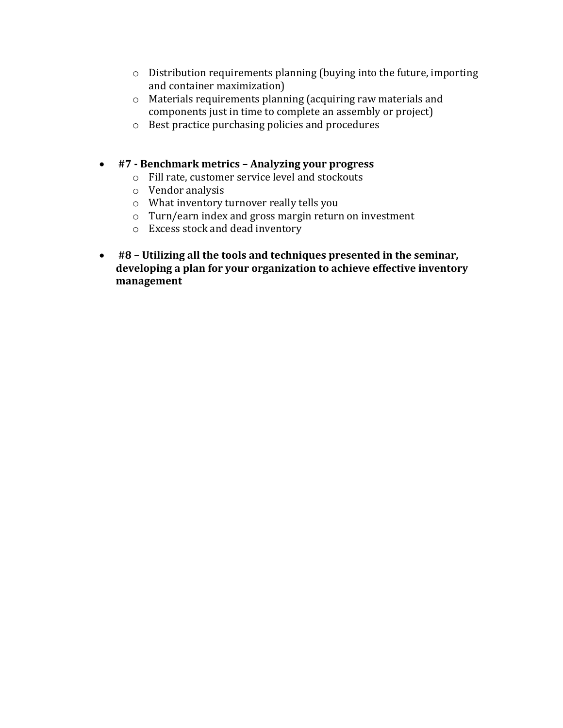- Distribution requirements planning (buying into the future, importing and container maximization)
  - Materials requirements planning (acquiring raw materials and components just in time to complete an assembly or project)
  - Best practice purchasing policies and procedures

- **#7 - Benchmark metrics – Analyzing your progress**
  - Fill rate, customer service level and stockouts
  - Vendor analysis
  - What inventory turnover really tells you
  - Turn/earn index and gross margin return on investment
  - Excess stock and dead inventory

- **#8 – Utilizing all the tools and techniques presented in the seminar, developing a plan for your organization to achieve effective inventory management**